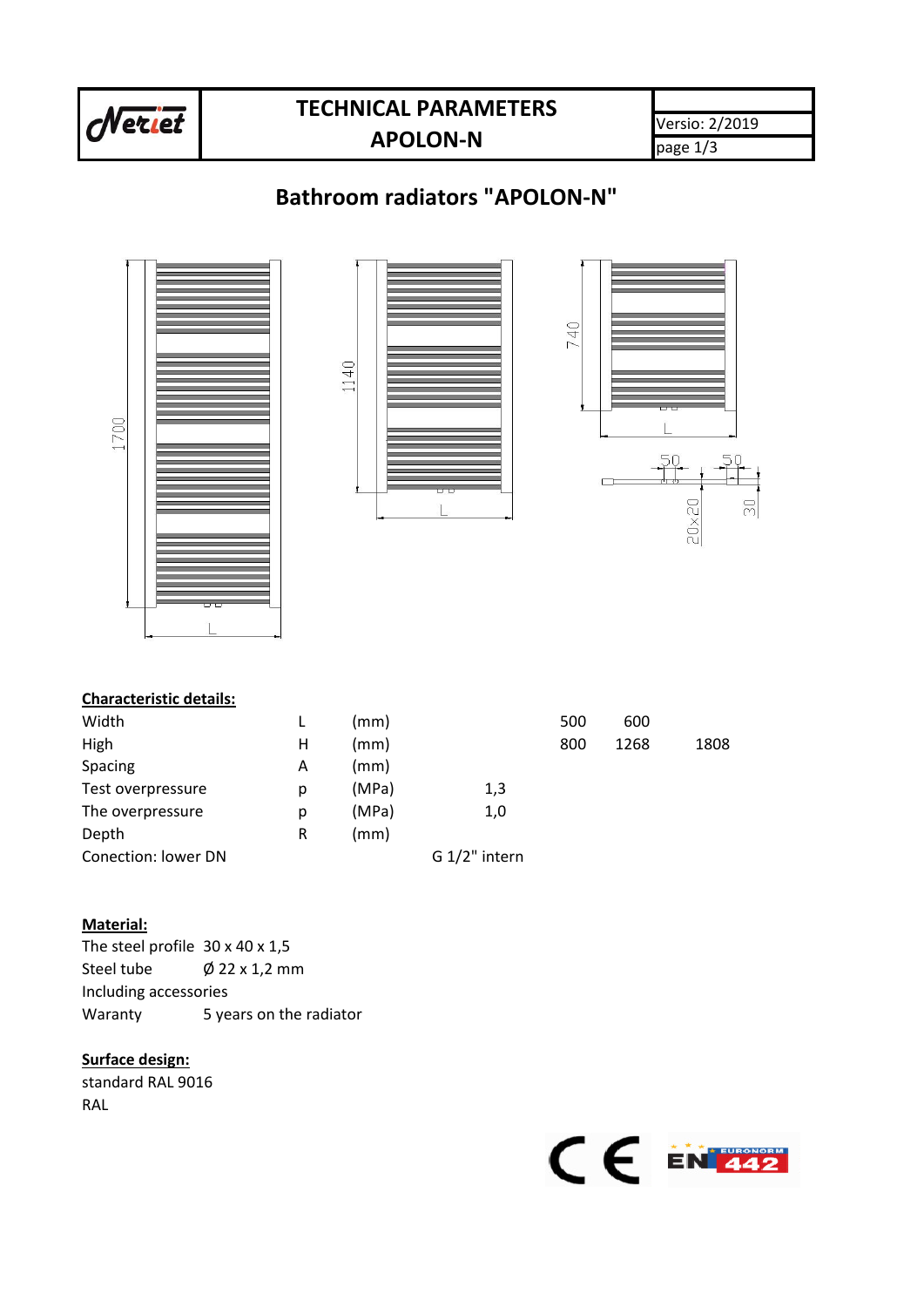| TECHNICAL PARAMETERS APOLON-N | Versio: 2/2019 |
|---|---|

# Bathroom radiators "APOLON-N"

**Characteristic details:**

| | | | | | | |
|---|---|---|---|---|---|---|
| Width | L | (mm) | | 500 | 600 | |
| High | H | (mm) | | 800 | 1268 | 1808 |
| Spacing | A | (mm) | | | | |
| Test overpressure | p | (MPa) | 1,3 | | | |
| The overpressure | p | (MPa) | 1,0 | | | |
| Depth | R | (mm) | | | | |
| Conection: lower DN | | | G 1/2" intern | | | |

**Material:**

The steel profile 30 x 40 x 1,5
Steel tube Ø 22 x 1,2 mm
Including accessories
Waranty 5 years on the radiator

**Surface design:**

standard RAL 9016
RAL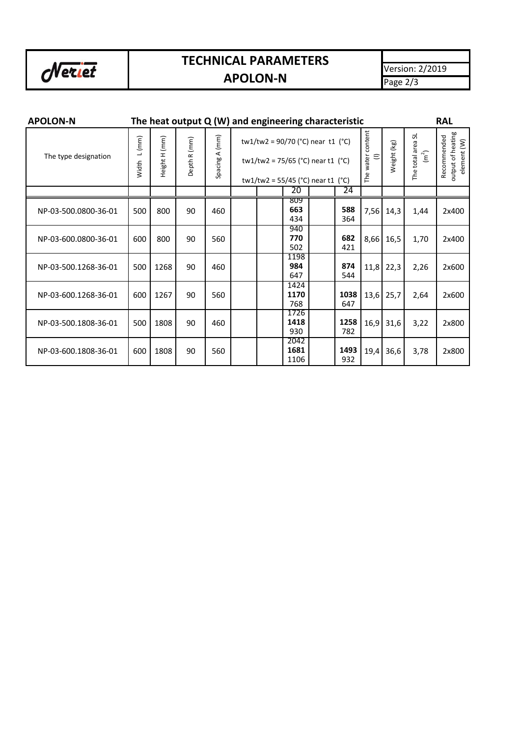# Neriet

## TECHNICAL PARAMETERS APOLON-N

Version: 2/2019

**APOLON-N** **The heat output Q (W) and engineering characteristic** **RAL**

| The type designation | Width L (mm) | Height H (mm) | Depth R (mm) | Spacing A (mm) | tw1/tw2 = 90/70 (°C) near t1 (°C)<br>tw1/tw2 = 75/65 (°C) near t1 (°C)<br>tw1/tw2 = 55/45 (°C) near t1 (°C) | | | The water content (l) | Weight (kg) | The total area SL ($m^2$) | Recommended output of heating element (W) |
|---|---|---|---|---|---|---|---|---|---|---|---|
| | | | | | 20 | | 24 | | | | |
| NP-03-500.0800-36-01 | 500 | 800 | 90 | 460 | 809<br>**663**<br>434 | | **588**<br>364 | 7,56 | 14,3 | 1,44 | 2x400 |
| NP-03-600.0800-36-01 | 600 | 800 | 90 | 560 | 940<br>**770**<br>502 | | **682**<br>421 | 8,66 | 16,5 | 1,70 | 2x400 |
| NP-03-500.1268-36-01 | 500 | 1268 | 90 | 460 | 1198<br>**984**<br>647 | | **874**<br>544 | 11,8 | 22,3 | 2,26 | 2x600 |
| NP-03-600.1268-36-01 | 600 | 1267 | 90 | 560 | 1424<br>**1170**<br>768 | | **1038**<br>647 | 13,6 | 25,7 | 2,64 | 2x600 |
| NP-03-500.1808-36-01 | 500 | 1808 | 90 | 460 | 1726<br>**1418**<br>930 | | **1258**<br>782 | 16,9 | 31,6 | 3,22 | 2x800 |
| NP-03-600.1808-36-01 | 600 | 1808 | 90 | 560 | 2042<br>**1681**<br>1106 | | **1493**<br>932 | 19,4 | 36,6 | 3,78 | 2x800 |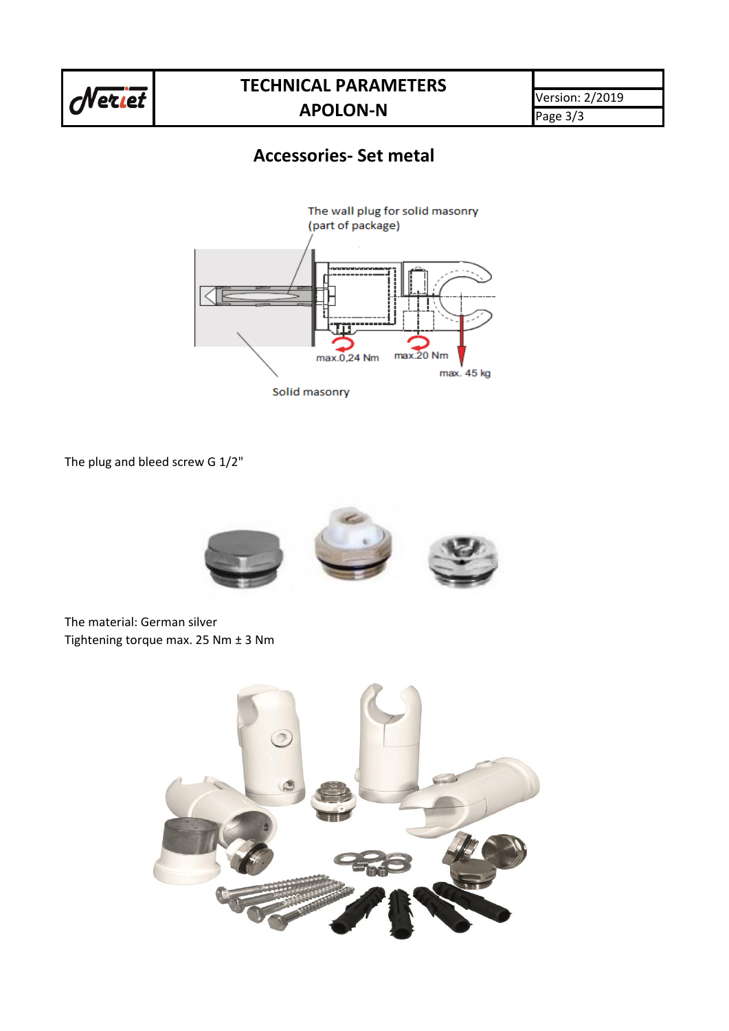## Accessories- Set metal

The wall plug for solid masonry
(part of package)

max.0,24 Nm

max.20 Nm

max. 45 kg

Solid masonry

The plug and bleed screw G 1/2"

The material: German silver
Tightening torque max. 25 Nm ± 3 Nm